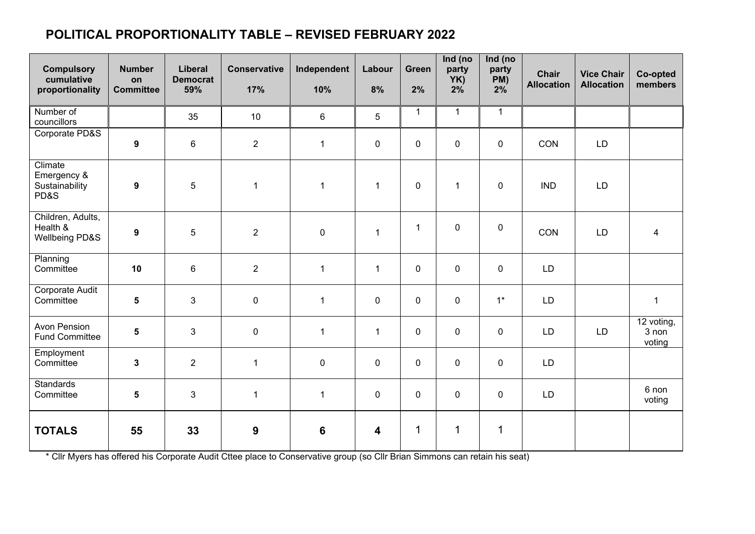# POLITICAL PROPORTIONALITY TABLE – REVISED FEBRUARY 2022

| Compulsory cumulative proportionality | Number on Committee | Liberal Democrat 59% | Conservative 17% | Independent 10% | Labour 8% | Green 2% | Ind (no party YK) 2% | Ind (no party PM) 2% | Chair Allocation | Vice Chair Allocation | Co-opted members |
|---|---|---|---|---|---|---|---|---|---|---|---|
| Number of councillors | | 35 | 10 | 6 | 5 | 1 | 1 | 1 | | | |
| Corporate PD&S | **9** | 6 | 2 | 1 | 0 | 0 | 0 | 0 | CON | LD | |
| Climate Emergency & Sustainability PD&S | **9** | 5 | 1 | 1 | 1 | 0 | 1 | 0 | IND | LD | |
| Children, Adults, Health & Wellbeing PD&S | **9** | 5 | 2 | 0 | 1 | 1 | 0 | 0 | CON | LD | 4 |
| Planning Committee | **10** | 6 | 2 | 1 | 1 | 0 | 0 | 0 | LD | | |
| Corporate Audit Committee | **5** | 3 | 0 | 1 | 0 | 0 | 0 | 1* | LD | | 1 |
| Avon Pension Fund Committee | **5** | 3 | 0 | 1 | 1 | 0 | 0 | 0 | LD | LD | 12 voting, 3 non voting |
| Employment Committee | **3** | 2 | 1 | 0 | 0 | 0 | 0 | 0 | LD | | |
| Standards Committee | **5** | 3 | 1 | 1 | 0 | 0 | 0 | 0 | LD | | 6 non voting |
| **TOTALS** | **55** | **33** | **9** | **6** | **4** | 1 | 1 | 1 | | | |

\* Cllr Myers has offered his Corporate Audit Cttee place to Conservative group (so Cllr Brian Simmons can retain his seat)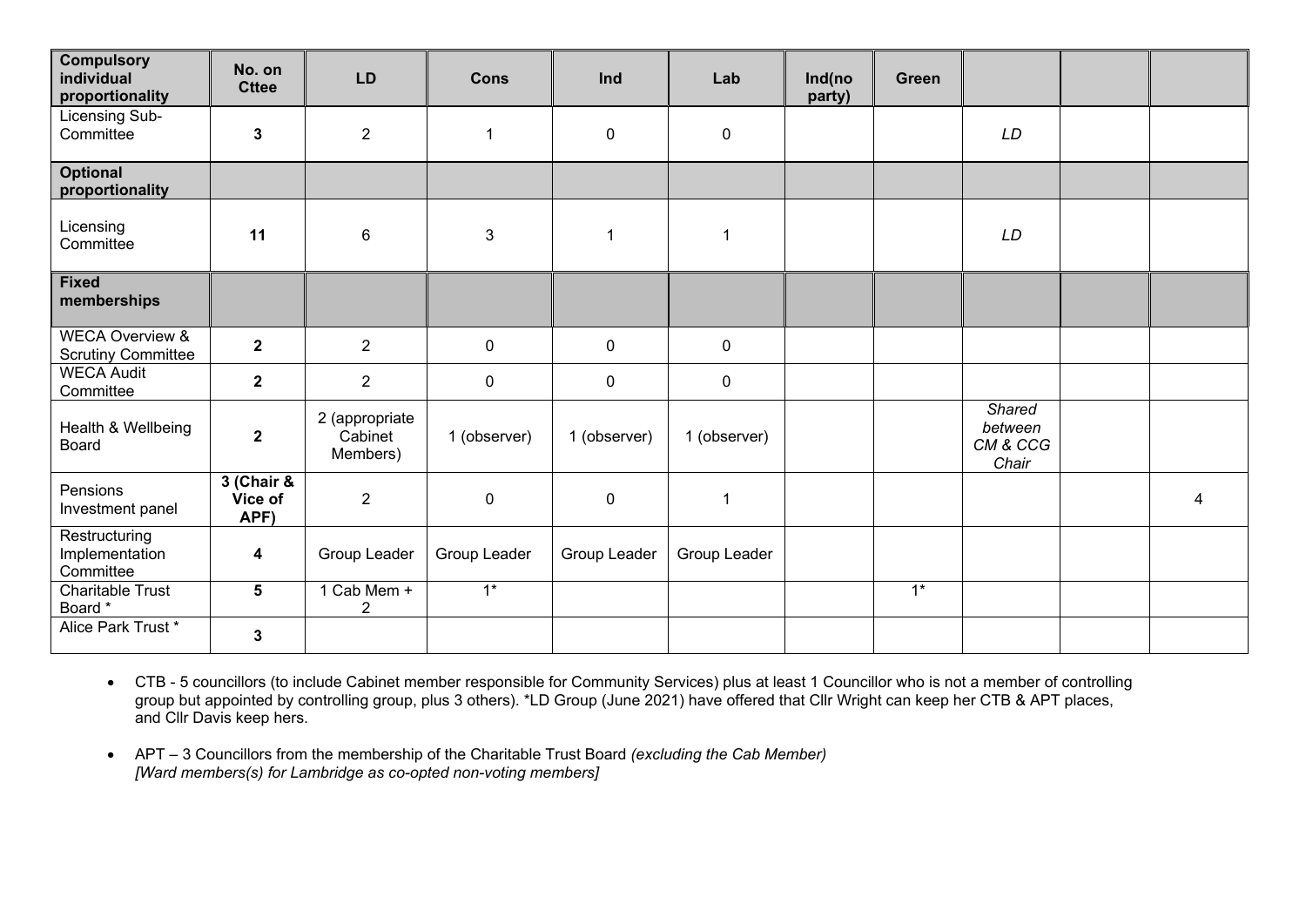| Compulsory individual proportionality | No. on Cttee | LD | Cons | Ind | Lab | Ind(no party) | Green | | | |
|---|---|---|---|---|---|---|---|---|---|---|
| Licensing Sub-Committee | **3** | 2 | 1 | 0 | 0 | | | *LD* | | |
| **Optional proportionality** | | | | | | | | | | |
| Licensing Committee | **11** | 6 | 3 | 1 | 1 | | | *LD* | | |
| **Fixed memberships** | | | | | | | | | | |
| WECA Overview & Scrutiny Committee | **2** | 2 | 0 | 0 | 0 | | | | | |
| WECA Audit Committee | **2** | 2 | 0 | 0 | 0 | | | | | |
| Health & Wellbeing Board | **2** | 2 (appropriate Cabinet Members) | 1 (observer) | 1 (observer) | 1 (observer) | | | *Shared between CM & CCG Chair* | | |
| Pensions Investment panel | **3 (Chair & Vice of APF)** | 2 | 0 | 0 | 1 | | | | | 4 |
| Restructuring Implementation Committee | **4** | Group Leader | Group Leader | Group Leader | Group Leader | | | | | |
| Charitable Trust Board * | **5** | 1 Cab Mem + 2 | 1* | | | | 1* | | | |
| Alice Park Trust * | **3** | | | | | | | | | |

- CTB - 5 councillors (to include Cabinet member responsible for Community Services) plus at least 1 Councillor who is not a member of controlling group but appointed by controlling group, plus 3 others). *LD Group (June 2021) have offered that Cllr Wright can keep her CTB & APT places, and Cllr Davis keep hers.

- APT – 3 Councillors from the membership of the Charitable Trust Board *(excluding the Cab Member)*
  *[Ward members(s) for Lambridge as co-opted non-voting members]*